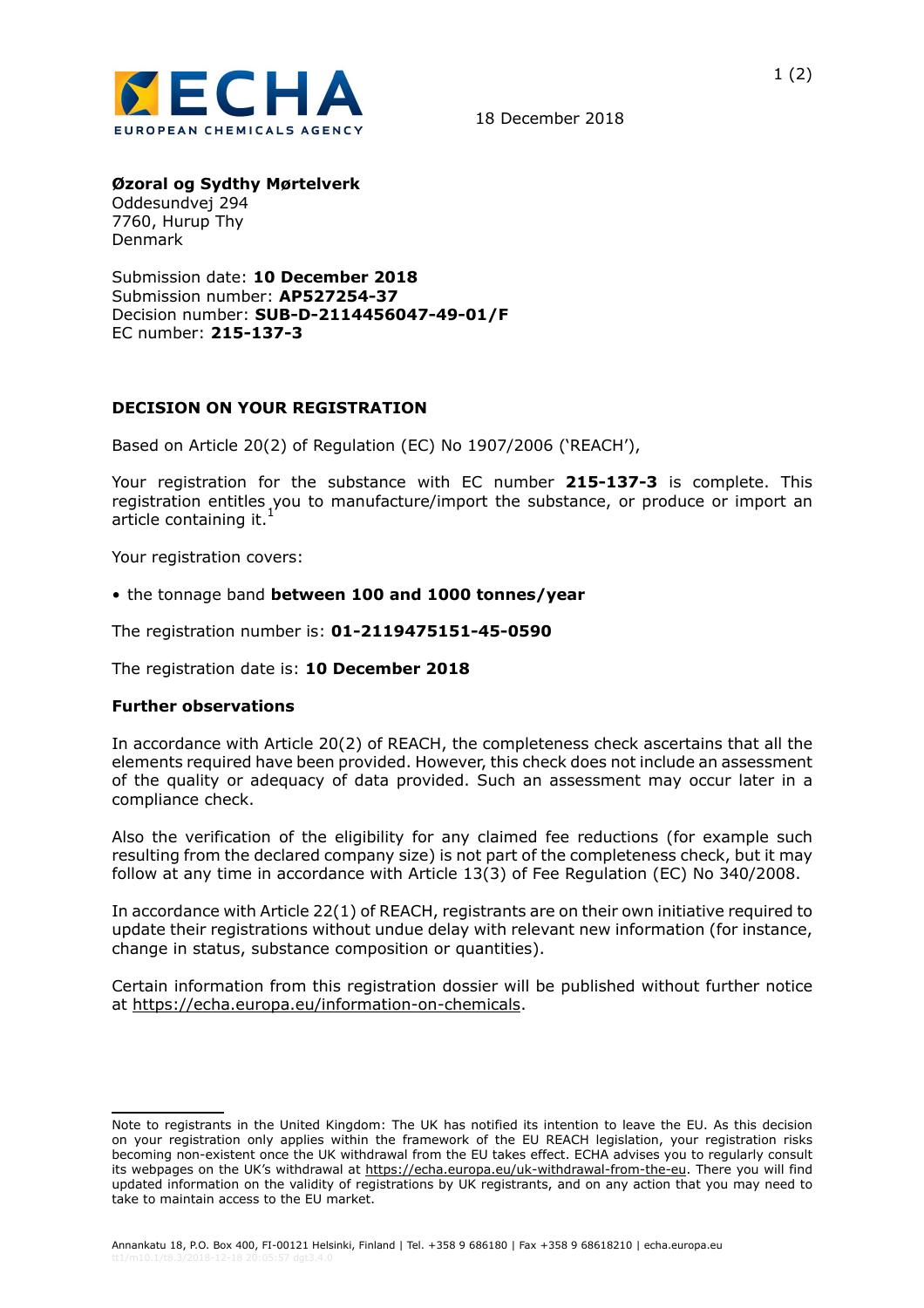ECHA
EUROPEAN CHEMICALS AGENCY

18 December 2018

**Øzoral og Sydthy Mørtelverk**
Oddesundvej 294
7760, Hurup Thy
Denmark

Submission date: **10 December 2018**
Submission number: **AP527254-37**
Decision number: **SUB-D-2114456047-49-01/F**
EC number: **215-137-3**

## DECISION ON YOUR REGISTRATION

Based on Article 20(2) of Regulation (EC) No 1907/2006 ('REACH'),

Your registration for the substance with EC number **215-137-3** is complete. This registration entitles you to manufacture/import the substance, or produce or import an article containing it.[1]

Your registration covers:

- the tonnage band **between 100 and 1000 tonnes/year**

The registration number is: **01-2119475151-45-0590**

The registration date is: **10 December 2018**

### Further observations

In accordance with Article 20(2) of REACH, the completeness check ascertains that all the elements required have been provided. However, this check does not include an assessment of the quality or adequacy of data provided. Such an assessment may occur later in a compliance check.

Also the verification of the eligibility for any claimed fee reductions (for example such resulting from the declared company size) is not part of the completeness check, but it may follow at any time in accordance with Article 13(3) of Fee Regulation (EC) No 340/2008.

In accordance with Article 22(1) of REACH, registrants are on their own initiative required to update their registrations without undue delay with relevant new information (for instance, change in status, substance composition or quantities).

Certain information from this registration dossier will be published without further notice at https://echa.europa.eu/information-on-chemicals.

---

[1] Note to registrants in the United Kingdom: The UK has notified its intention to leave the EU. As this decision on your registration only applies within the framework of the EU REACH legislation, your registration risks becoming non-existent once the UK withdrawal from the EU takes effect. ECHA advises you to regularly consult its webpages on the UK's withdrawal at https://echa.europa.eu/uk-withdrawal-from-the-eu. There you will find updated information on the validity of registrations by UK registrants, and on any action that you may need to take to maintain access to the EU market.

Annankatu 18, P.O. Box 400, FI-00121 Helsinki, Finland | Tel. +358 9 686180 | Fax +358 9 68618210 | echa.europa.eu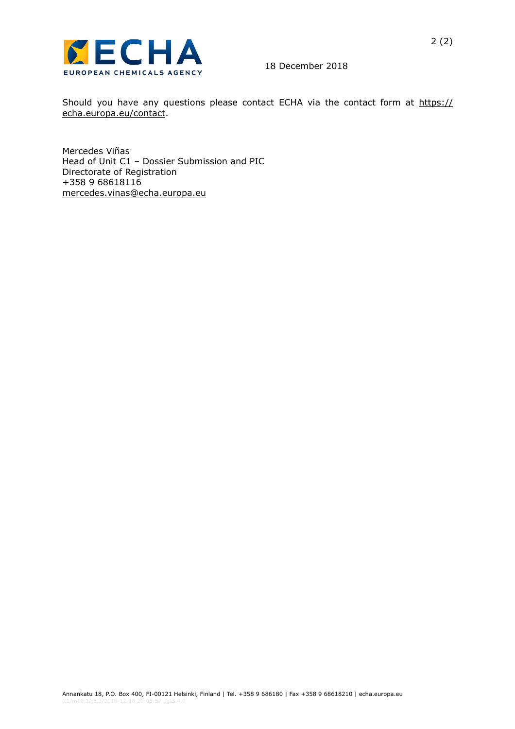Should you have any questions please contact ECHA via the contact form at https://echa.europa.eu/contact.

Mercedes Viñas
Head of Unit C1 – Dossier Submission and PIC
Directorate of Registration
+358 9 68618116
mercedes.vinas@echa.europa.eu